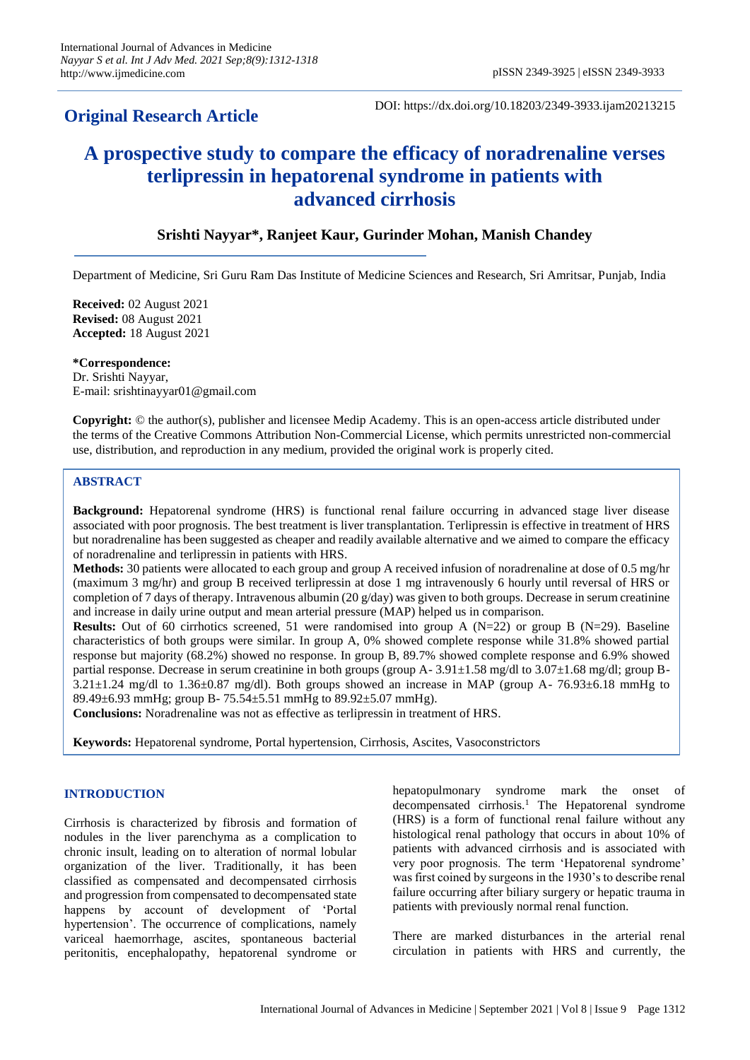**Original Research Article**

DOI: https://dx.doi.org/10.18203/2349-3933.ijam20213215

# A prospective study to compare the efficacy of noradrenaline verses terlipressin in hepatorenal syndrome in patients with advanced cirrhosis

**Srishti Nayyar\*, Ranjeet Kaur, Gurinder Mohan, Manish Chandey**

Department of Medicine, Sri Guru Ram Das Institute of Medicine Sciences and Research, Sri Amritsar, Punjab, India

**Received:** 02 August 2021
**Revised:** 08 August 2021
**Accepted:** 18 August 2021

**\*Correspondence:**
Dr. Srishti Nayyar,
E-mail: srishtinayyar01@gmail.com

**Copyright:** © the author(s), publisher and licensee Medip Academy. This is an open-access article distributed under the terms of the Creative Commons Attribution Non-Commercial License, which permits unrestricted non-commercial use, distribution, and reproduction in any medium, provided the original work is properly cited.

## ABSTRACT

**Background:** Hepatorenal syndrome (HRS) is functional renal failure occurring in advanced stage liver disease associated with poor prognosis. The best treatment is liver transplantation. Terlipressin is effective in treatment of HRS but noradrenaline has been suggested as cheaper and readily available alternative and we aimed to compare the efficacy of noradrenaline and terlipressin in patients with HRS.

**Methods:** 30 patients were allocated to each group and group A received infusion of noradrenaline at dose of 0.5 mg/hr (maximum 3 mg/hr) and group B received terlipressin at dose 1 mg intravenously 6 hourly until reversal of HRS or completion of 7 days of therapy. Intravenous albumin (20 g/day) was given to both groups. Decrease in serum creatinine and increase in daily urine output and mean arterial pressure (MAP) helped us in comparison.

**Results:** Out of 60 cirrhotics screened, 51 were randomised into group A (N=22) or group B (N=29). Baseline characteristics of both groups were similar. In group A, 0% showed complete response while 31.8% showed partial response but majority (68.2%) showed no response. In group B, 89.7% showed complete response and 6.9% showed partial response. Decrease in serum creatinine in both groups (group A- 3.91±1.58 mg/dl to 3.07±1.68 mg/dl; group B- 3.21±1.24 mg/dl to 1.36±0.87 mg/dl). Both groups showed an increase in MAP (group A- 76.93±6.18 mmHg to 89.49±6.93 mmHg; group B- 75.54±5.51 mmHg to 89.92±5.07 mmHg).

**Conclusions:** Noradrenaline was not as effective as terlipressin in treatment of HRS.

**Keywords:** Hepatorenal syndrome, Portal hypertension, Cirrhosis, Ascites, Vasoconstrictors

## INTRODUCTION

Cirrhosis is characterized by fibrosis and formation of nodules in the liver parenchyma as a complication to chronic insult, leading on to alteration of normal lobular organization of the liver. Traditionally, it has been classified as compensated and decompensated cirrhosis and progression from compensated to decompensated state happens by account of development of 'Portal hypertension'. The occurrence of complications, namely variceal haemorrhage, ascites, spontaneous bacterial peritonitis, encephalopathy, hepatorenal syndrome or hepatopulmonary syndrome mark the onset of decompensated cirrhosis.[1] The Hepatorenal syndrome (HRS) is a form of functional renal failure without any histological renal pathology that occurs in about 10% of patients with advanced cirrhosis and is associated with very poor prognosis. The term 'Hepatorenal syndrome' was first coined by surgeons in the 1930's to describe renal failure occurring after biliary surgery or hepatic trauma in patients with previously normal renal function.

There are marked disturbances in the arterial renal circulation in patients with HRS and currently, the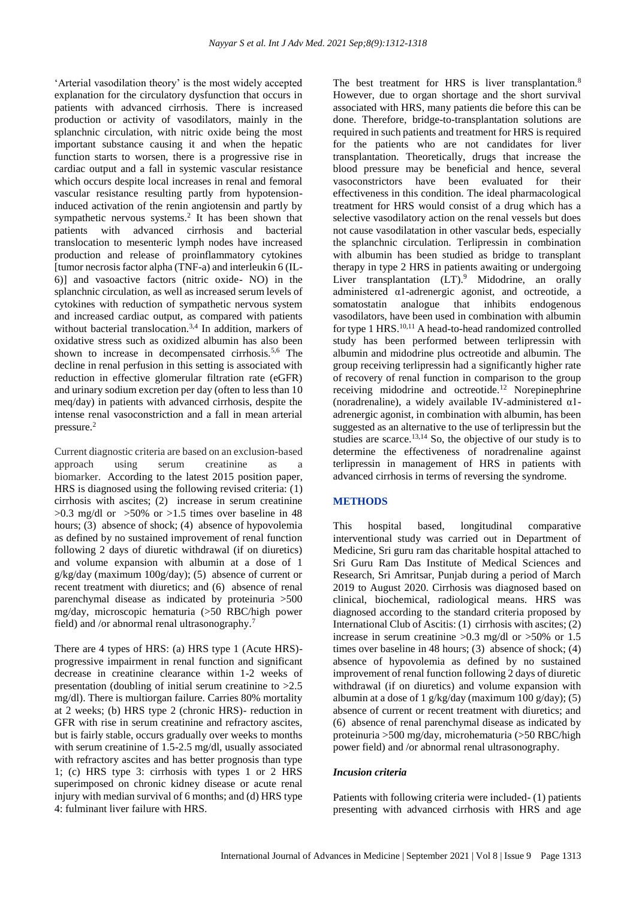'Arterial vasodilation theory' is the most widely accepted explanation for the circulatory dysfunction that occurs in patients with advanced cirrhosis. There is increased production or activity of vasodilators, mainly in the splanchnic circulation, with nitric oxide being the most important substance causing it and when the hepatic function starts to worsen, there is a progressive rise in cardiac output and a fall in systemic vascular resistance which occurs despite local increases in renal and femoral vascular resistance resulting partly from hypotension-induced activation of the renin angiotensin and partly by sympathetic nervous systems.[2] It has been shown that patients with advanced cirrhosis and bacterial translocation to mesenteric lymph nodes have increased production and release of proinflammatory cytokines [tumor necrosis factor alpha (TNF-a) and interleukin 6 (IL-6)] and vasoactive factors (nitric oxide- NO) in the splanchnic circulation, as well as increased serum levels of cytokines with reduction of sympathetic nervous system and increased cardiac output, as compared with patients without bacterial translocation.[3,4] In addition, markers of oxidative stress such as oxidized albumin has also been shown to increase in decompensated cirrhosis.[5,6] The decline in renal perfusion in this setting is associated with reduction in effective glomerular filtration rate (eGFR) and urinary sodium excretion per day (often to less than 10 meq/day) in patients with advanced cirrhosis, despite the intense renal vasoconstriction and a fall in mean arterial pressure.[2]

Current diagnostic criteria are based on an exclusion-based approach using serum creatinine as a biomarker. According to the latest 2015 position paper, HRS is diagnosed using the following revised criteria: (1) cirrhosis with ascites; (2) increase in serum creatinine >0.3 mg/dl or >50% or >1.5 times over baseline in 48 hours; (3) absence of shock; (4) absence of hypovolemia as defined by no sustained improvement of renal function following 2 days of diuretic withdrawal (if on diuretics) and volume expansion with albumin at a dose of 1 g/kg/day (maximum 100g/day); (5) absence of current or recent treatment with diuretics; and (6) absence of renal parenchymal disease as indicated by proteinuria >500 mg/day, microscopic hematuria (>50 RBC/high power field) and /or abnormal renal ultrasonography.[7]

There are 4 types of HRS: (a) HRS type 1 (Acute HRS)- progressive impairment in renal function and significant decrease in creatinine clearance within 1-2 weeks of presentation (doubling of initial serum creatinine to >2.5 mg/dl). There is multiorgan failure. Carries 80% mortality at 2 weeks; (b) HRS type 2 (chronic HRS)- reduction in GFR with rise in serum creatinine and refractory ascites, but is fairly stable, occurs gradually over weeks to months with serum creatinine of 1.5-2.5 mg/dl, usually associated with refractory ascites and has better prognosis than type 1; (c) HRS type 3: cirrhosis with types 1 or 2 HRS superimposed on chronic kidney disease or acute renal injury with median survival of 6 months; and (d) HRS type 4: fulminant liver failure with HRS.

The best treatment for HRS is liver transplantation.[8] However, due to organ shortage and the short survival associated with HRS, many patients die before this can be done. Therefore, bridge-to-transplantation solutions are required in such patients and treatment for HRS is required for the patients who are not candidates for liver transplantation. Theoretically, drugs that increase the blood pressure may be beneficial and hence, several vasoconstrictors have been evaluated for their effectiveness in this condition. The ideal pharmacological treatment for HRS would consist of a drug which has a selective vasodilatory action on the renal vessels but does not cause vasodilatation in other vascular beds, especially the splanchnic circulation. Terlipressin in combination with albumin has been studied as bridge to transplant therapy in type 2 HRS in patients awaiting or undergoing Liver transplantation (LT).[9] Midodrine, an orally administered α1-adrenergic agonist, and octreotide, a somatostatin analogue that inhibits endogenous vasodilators, have been used in combination with albumin for type 1 HRS.[10,11] A head-to-head randomized controlled study has been performed between terlipressin with albumin and midodrine plus octreotide and albumin. The group receiving terlipressin had a significantly higher rate of recovery of renal function in comparison to the group receiving midodrine and octreotide.[12] Norepinephrine (noradrenaline), a widely available IV-administered α1-adrenergic agonist, in combination with albumin, has been suggested as an alternative to the use of terlipressin but the studies are scarce.[13,14] So, the objective of our study is to determine the effectiveness of noradrenaline against terlipressin in management of HRS in patients with advanced cirrhosis in terms of reversing the syndrome.

## METHODS

This hospital based, longitudinal comparative interventional study was carried out in Department of Medicine, Sri guru ram das charitable hospital attached to Sri Guru Ram Das Institute of Medical Sciences and Research, Sri Amritsar, Punjab during a period of March 2019 to August 2020. Cirrhosis was diagnosed based on clinical, biochemical, radiological means. HRS was diagnosed according to the standard criteria proposed by International Club of Ascitis: (1) cirrhosis with ascites; (2) increase in serum creatinine >0.3 mg/dl or >50% or 1.5 times over baseline in 48 hours; (3) absence of shock; (4) absence of hypovolemia as defined by no sustained improvement of renal function following 2 days of diuretic withdrawal (if on diuretics) and volume expansion with albumin at a dose of 1 g/kg/day (maximum 100 g/day); (5) absence of current or recent treatment with diuretics; and (6) absence of renal parenchymal disease as indicated by proteinuria >500 mg/day, microhematuria (>50 RBC/high power field) and /or abnormal renal ultrasonography.

### *Incusion criteria*

Patients with following criteria were included- (1) patients presenting with advanced cirrhosis with HRS and age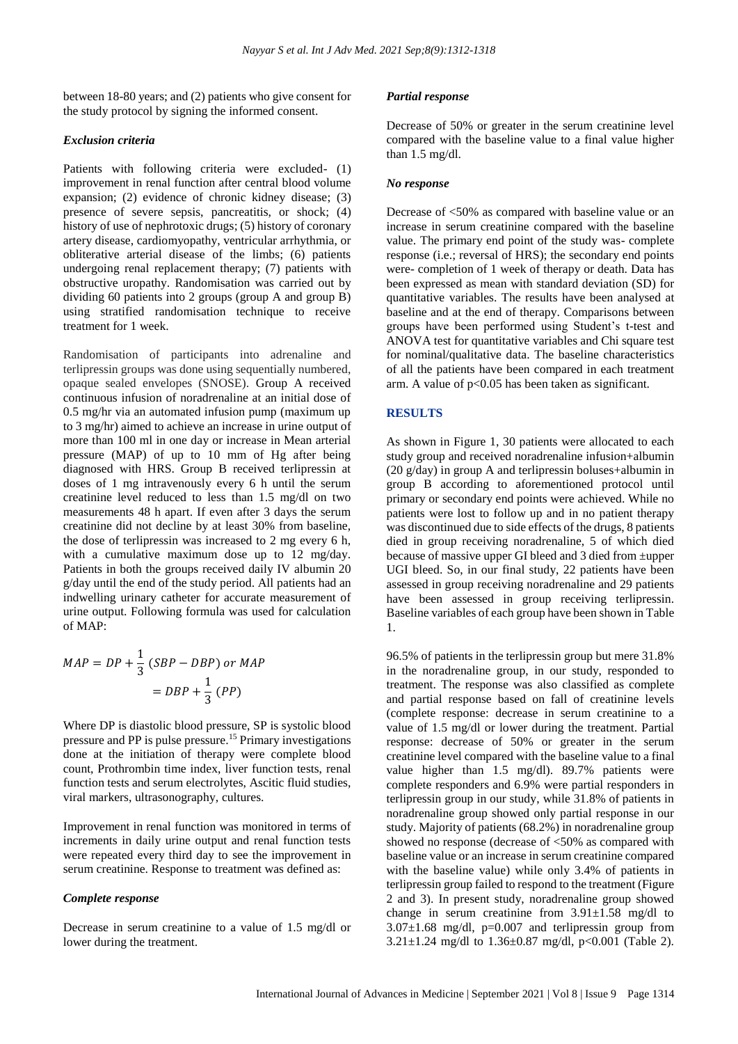between 18-80 years; and (2) patients who give consent for the study protocol by signing the informed consent.

### *Exclusion criteria*

Patients with following criteria were excluded- (1) improvement in renal function after central blood volume expansion; (2) evidence of chronic kidney disease; (3) presence of severe sepsis, pancreatitis, or shock; (4) history of use of nephrotoxic drugs; (5) history of coronary artery disease, cardiomyopathy, ventricular arrhythmia, or obliterative arterial disease of the limbs; (6) patients undergoing renal replacement therapy; (7) patients with obstructive uropathy. Randomisation was carried out by dividing 60 patients into 2 groups (group A and group B) using stratified randomisation technique to receive treatment for 1 week.

Randomisation of participants into adrenaline and terlipressin groups was done using sequentially numbered, opaque sealed envelopes (SNOSE). Group A received continuous infusion of noradrenaline at an initial dose of 0.5 mg/hr via an automated infusion pump (maximum up to 3 mg/hr) aimed to achieve an increase in urine output of more than 100 ml in one day or increase in Mean arterial pressure (MAP) of up to 10 mm of Hg after being diagnosed with HRS. Group B received terlipressin at doses of 1 mg intravenously every 6 h until the serum creatinine level reduced to less than 1.5 mg/dl on two measurements 48 h apart. If even after 3 days the serum creatinine did not decline by at least 30% from baseline, the dose of terlipressin was increased to 2 mg every 6 h, with a cumulative maximum dose up to 12 mg/day. Patients in both the groups received daily IV albumin 20 g/day until the end of the study period. All patients had an indwelling urinary catheter for accurate measurement of urine output. Following formula was used for calculation of MAP:

$$MAP = DP + \frac{1}{3}(SBP - DBP) \text{ or } MAP = DBP + \frac{1}{3}(PP)$$

Where DP is diastolic blood pressure, SP is systolic blood pressure and PP is pulse pressure.[15] Primary investigations done at the initiation of therapy were complete blood count, Prothrombin time index, liver function tests, renal function tests and serum electrolytes, Ascitic fluid studies, viral markers, ultrasonography, cultures.

Improvement in renal function was monitored in terms of increments in daily urine output and renal function tests were repeated every third day to see the improvement in serum creatinine. Response to treatment was defined as:

### *Complete response*

Decrease in serum creatinine to a value of 1.5 mg/dl or lower during the treatment.

### *Partial response*

Decrease of 50% or greater in the serum creatinine level compared with the baseline value to a final value higher than 1.5 mg/dl.

### *No response*

Decrease of <50% as compared with baseline value or an increase in serum creatinine compared with the baseline value. The primary end point of the study was- complete response (i.e.; reversal of HRS); the secondary end points were- completion of 1 week of therapy or death. Data has been expressed as mean with standard deviation (SD) for quantitative variables. The results have been analysed at baseline and at the end of therapy. Comparisons between groups have been performed using Student's t-test and ANOVA test for quantitative variables and Chi square test for nominal/qualitative data. The baseline characteristics of all the patients have been compared in each treatment arm. A value of $p<0.05$ has been taken as significant.

## RESULTS

As shown in Figure 1, 30 patients were allocated to each study group and received noradrenaline infusion+albumin (20 g/day) in group A and terlipressin boluses+albumin in group B according to aforementioned protocol until primary or secondary end points were achieved. While no patients were lost to follow up and in no patient therapy was discontinued due to side effects of the drugs, 8 patients died in group receiving noradrenaline, 5 of which died because of massive upper GI bleed and 3 died from ±upper UGI bleed. So, in our final study, 22 patients have been assessed in group receiving noradrenaline and 29 patients have been assessed in group receiving terlipressin. Baseline variables of each group have been shown in Table 1.

96.5% of patients in the terlipressin group but mere 31.8% in the noradrenaline group, in our study, responded to treatment. The response was also classified as complete and partial response based on fall of creatinine levels (complete response: decrease in serum creatinine to a value of 1.5 mg/dl or lower during the treatment. Partial response: decrease of 50% or greater in the serum creatinine level compared with the baseline value to a final value higher than 1.5 mg/dl). 89.7% patients were complete responders and 6.9% were partial responders in terlipressin group in our study, while 31.8% of patients in noradrenaline group showed only partial response in our study. Majority of patients (68.2%) in noradrenaline group showed no response (decrease of <50% as compared with baseline value or an increase in serum creatinine compared with the baseline value) while only 3.4% of patients in terlipressin group failed to respond to the treatment (Figure 2 and 3). In present study, noradrenaline group showed change in serum creatinine from 3.91±1.58 mg/dl to 3.07±1.68 mg/dl, $p=0.007$ and terlipressin group from 3.21±1.24 mg/dl to 1.36±0.87 mg/dl, $p<0.001$ (Table 2).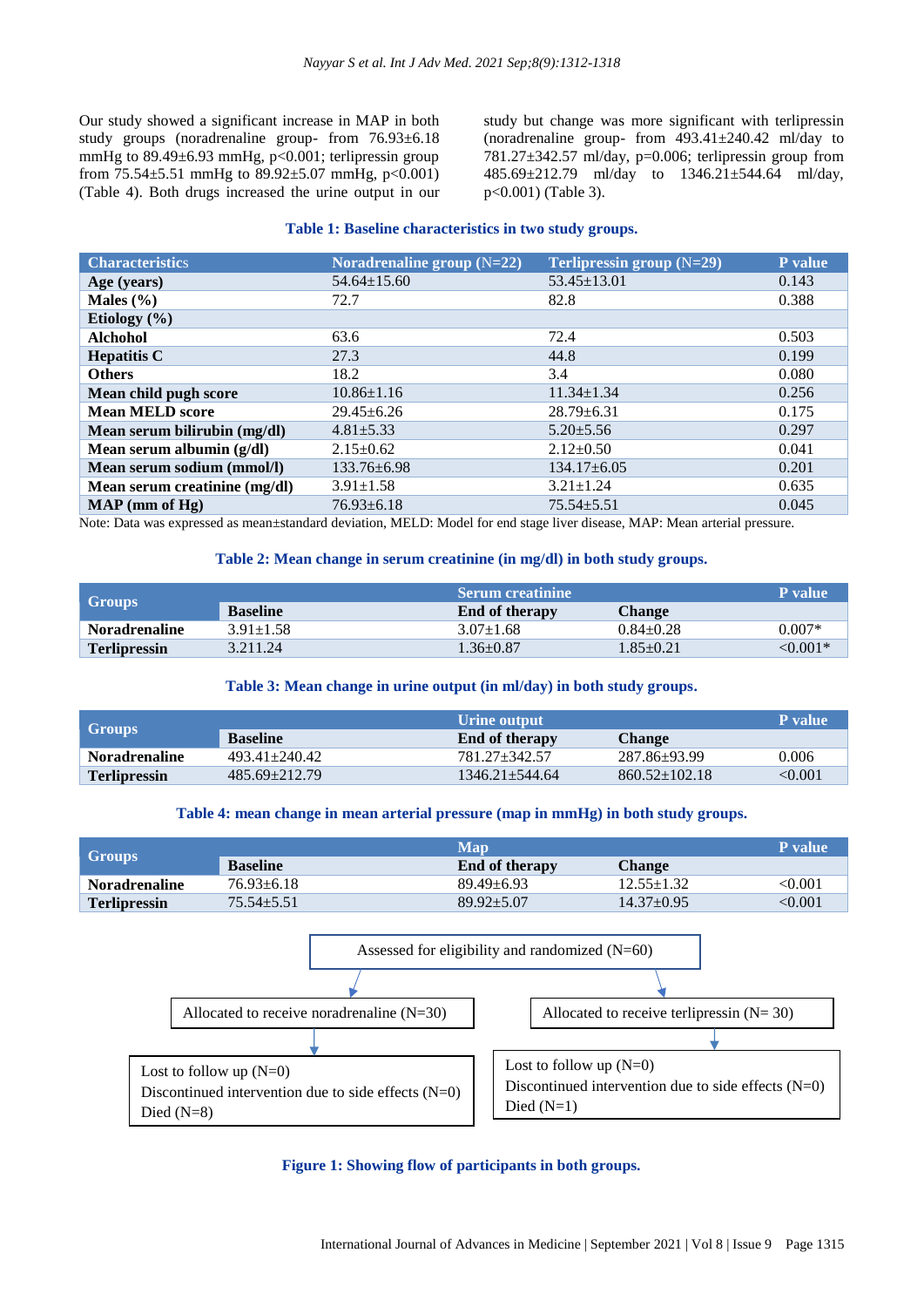Our study showed a significant increase in MAP in both study groups (noradrenaline group- from 76.93±6.18 mmHg to 89.49±6.93 mmHg, $p<0.001$; terlipressin group from 75.54±5.51 mmHg to 89.92±5.07 mmHg, $p<0.001$) (Table 4). Both drugs increased the urine output in our study but change was more significant with terlipressin (noradrenaline group- from 493.41±240.42 ml/day to 781.27±342.57 ml/day, $p=0.006$; terlipressin group from 485.69±212.79 ml/day to 1346.21±544.64 ml/day, $p<0.001$) (Table 3).

**Table 1: Baseline characteristics in two study groups.**

| Characteristics | Noradrenaline group (N=22) | Terlipressin group (N=29) | P value |
| --- | --- | --- | --- |
| **Age (years)** | 54.64±15.60 | 53.45±13.01 | 0.143 |
| **Males (%)** | 72.7 | 82.8 | 0.388 |
| **Etiology (%)** | | | |
| **Alchohol** | 63.6 | 72.4 | 0.503 |
| **Hepatitis C** | 27.3 | 44.8 | 0.199 |
| **Others** | 18.2 | 3.4 | 0.080 |
| **Mean child pugh score** | 10.86±1.16 | 11.34±1.34 | 0.256 |
| **Mean MELD score** | 29.45±6.26 | 28.79±6.31 | 0.175 |
| **Mean serum bilirubin (mg/dl)** | 4.81±5.33 | 5.20±5.56 | 0.297 |
| **Mean serum albumin (g/dl)** | 2.15±0.62 | 2.12±0.50 | 0.041 |
| **Mean serum sodium (mmol/l)** | 133.76±6.98 | 134.17±6.05 | 0.201 |
| **Mean serum creatinine (mg/dl)** | 3.91±1.58 | 3.21±1.24 | 0.635 |
| **MAP (mm of Hg)** | 76.93±6.18 | 75.54±5.51 | 0.045 |

Note: Data was expressed as mean±standard deviation, MELD: Model for end stage liver disease, MAP: Mean arterial pressure.

**Table 2: Mean change in serum creatinine (in mg/dl) in both study groups.**

| Groups | Serum creatinine | | | P value |
| --- | --- | --- | --- | --- |
| | **Baseline** | **End of therapy** | **Change** | |
| **Noradrenaline** | 3.91±1.58 | 3.07±1.68 | 0.84±0.28 | 0.007* |
| **Terlipressin** | 3.211.24 | 1.36±0.87 | 1.85±0.21 | <0.001* |

**Table 3: Mean change in urine output (in ml/day) in both study groups.**

| Groups | Urine output | | | P value |
| --- | --- | --- | --- | --- |
| | **Baseline** | **End of therapy** | **Change** | |
| **Noradrenaline** | 493.41±240.42 | 781.27±342.57 | 287.86±93.99 | 0.006 |
| **Terlipressin** | 485.69±212.79 | 1346.21±544.64 | 860.52±102.18 | <0.001 |

**Table 4: mean change in mean arterial pressure (map in mmHg) in both study groups.**

| Groups | Map | | | P value |
| --- | --- | --- | --- | --- |
| | **Baseline** | **End of therapy** | **Change** | |
| **Noradrenaline** | 76.93±6.18 | 89.49±6.93 | 12.55±1.32 | <0.001 |
| **Terlipressin** | 75.54±5.51 | 89.92±5.07 | 14.37±0.95 | <0.001 |

Assessed for eligibility and randomized (N=60)

Allocated to receive noradrenaline (N=30)

Lost to follow up (N=0)
Discontinued intervention due to side effects (N=0)
Died (N=8)

Allocated to receive terlipressin (N= 30)

Lost to follow up (N=0)
Discontinued intervention due to side effects (N=0)
Died (N=1)

**Figure 1: Showing flow of participants in both groups.**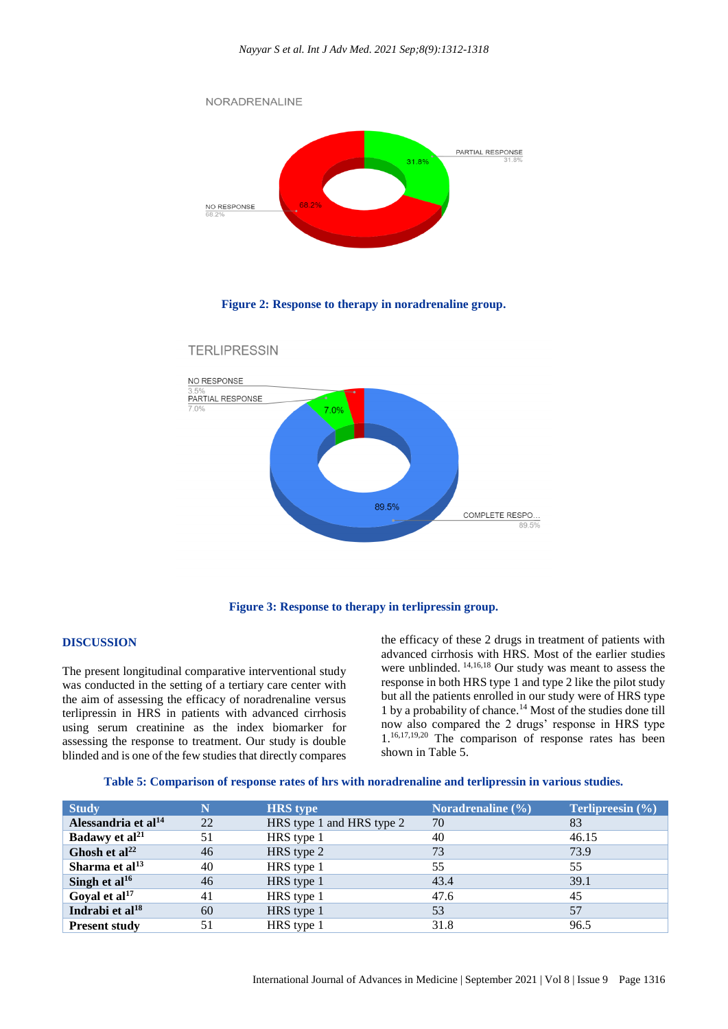NORADRENALINE

PARTIAL RESPONSE 31.8%

NO RESPONSE 68.2%

**Figure 2: Response to therapy in noradrenaline group.**

TERLIPRESSIN

NO RESPONSE 3.5%

PARTIAL RESPONSE 7.0%

COMPLETE RESPO... 89.5%

**Figure 3: Response to therapy in terlipressin group.**

## DISCUSSION

The present longitudinal comparative interventional study was conducted in the setting of a tertiary care center with the aim of assessing the efficacy of noradrenaline versus terlipressin in HRS in patients with advanced cirrhosis using serum creatinine as the index biomarker for assessing the response to treatment. Our study is double blinded and is one of the few studies that directly compares the efficacy of these 2 drugs in treatment of patients with advanced cirrhosis with HRS. Most of the earlier studies were unblinded. [14,16,18] Our study was meant to assess the response in both HRS type 1 and type 2 like the pilot study but all the patients enrolled in our study were of HRS type 1 by a probability of chance.[14] Most of the studies done till now also compared the 2 drugs' response in HRS type 1.[16,17,19,20] The comparison of response rates has been shown in Table 5.

**Table 5: Comparison of response rates of hrs with noradrenaline and terlipressin in various studies.**

| Study | N | HRS type | Noradrenaline (%) | Terlipreesin (%) |
|---|---|---|---|---|
| **Alessandria et al[14]** | 22 | HRS type 1 and HRS type 2 | 70 | 83 |
| **Badawy et al[21]** | 51 | HRS type 1 | 40 | 46.15 |
| **Ghosh et al[22]** | 46 | HRS type 2 | 73 | 73.9 |
| **Sharma et al[13]** | 40 | HRS type 1 | 55 | 55 |
| **Singh et al[16]** | 46 | HRS type 1 | 43.4 | 39.1 |
| **Goyal et al[17]** | 41 | HRS type 1 | 47.6 | 45 |
| **Indrabi et al[18]** | 60 | HRS type 1 | 53 | 57 |
| **Present study** | 51 | HRS type 1 | 31.8 | 96.5 |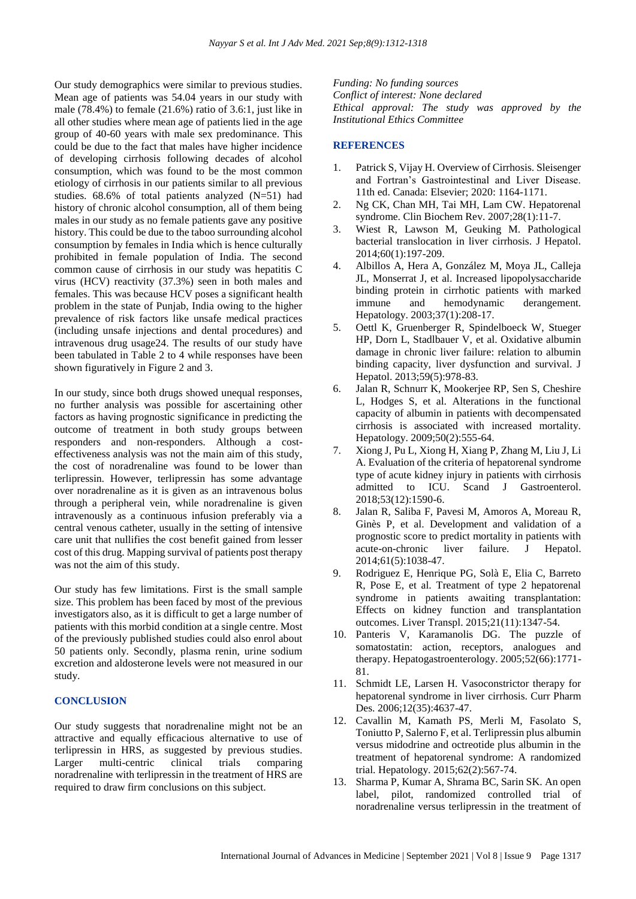Our study demographics were similar to previous studies. Mean age of patients was 54.04 years in our study with male (78.4%) to female (21.6%) ratio of 3.6:1, just like in all other studies where mean age of patients lied in the age group of 40-60 years with male sex predominance. This could be due to the fact that males have higher incidence of developing cirrhosis following decades of alcohol consumption, which was found to be the most common etiology of cirrhosis in our patients similar to all previous studies. 68.6% of total patients analyzed (N=51) had history of chronic alcohol consumption, all of them being males in our study as no female patients gave any positive history. This could be due to the taboo surrounding alcohol consumption by females in India which is hence culturally prohibited in female population of India. The second common cause of cirrhosis in our study was hepatitis C virus (HCV) reactivity (37.3%) seen in both males and females. This was because HCV poses a significant health problem in the state of Punjab, India owing to the higher prevalence of risk factors like unsafe medical practices (including unsafe injections and dental procedures) and intravenous drug usage[24]. The results of our study have been tabulated in Table 2 to 4 while responses have been shown figuratively in Figure 2 and 3.

In our study, since both drugs showed unequal responses, no further analysis was possible for ascertaining other factors as having prognostic significance in predicting the outcome of treatment in both study groups between responders and non-responders. Although a cost-effectiveness analysis was not the main aim of this study, the cost of noradrenaline was found to be lower than terlipressin. However, terlipressin has some advantage over noradrenaline as it is given as an intravenous bolus through a peripheral vein, while noradrenaline is given intravenously as a continuous infusion preferably via a central venous catheter, usually in the setting of intensive care unit that nullifies the cost benefit gained from lesser cost of this drug. Mapping survival of patients post therapy was not the aim of this study.

Our study has few limitations. First is the small sample size. This problem has been faced by most of the previous investigators also, as it is difficult to get a large number of patients with this morbid condition at a single centre. Most of the previously published studies could also enrol about 50 patients only. Secondly, plasma renin, urine sodium excretion and aldosterone levels were not measured in our study.

## CONCLUSION

Our study suggests that noradrenaline might not be an attractive and equally efficacious alternative to use of terlipressin in HRS, as suggested by previous studies. Larger multi-centric clinical trials comparing noradrenaline with terlipressin in the treatment of HRS are required to draw firm conclusions on this subject.

*Funding: No funding sources*
*Conflict of interest: None declared*
*Ethical approval: The study was approved by the Institutional Ethics Committee*

## REFERENCES

1. Patrick S, Vijay H. Overview of Cirrhosis. Sleisenger and Fortran's Gastrointestinal and Liver Disease. 11th ed. Canada: Elsevier; 2020: 1164-1171.
2. Ng CK, Chan MH, Tai MH, Lam CW. Hepatorenal syndrome. Clin Biochem Rev. 2007;28(1):11-7.
3. Wiest R, Lawson M, Geuking M. Pathological bacterial translocation in liver cirrhosis. J Hepatol. 2014;60(1):197-209.
4. Albillos A, Hera A, González M, Moya JL, Calleja JL, Monserrat J, et al. Increased lipopolysaccharide binding protein in cirrhotic patients with marked immune and hemodynamic derangement. Hepatology. 2003;37(1):208-17.
5. Oettl K, Gruenberger R, Spindelboeck W, Stueger HP, Dorn L, Stadlbauer V, et al. Oxidative albumin damage in chronic liver failure: relation to albumin binding capacity, liver dysfunction and survival. J Hepatol. 2013;59(5):978-83.
6. Jalan R, Schnurr K, Mookerjee RP, Sen S, Cheshire L, Hodges S, et al. Alterations in the functional capacity of albumin in patients with decompensated cirrhosis is associated with increased mortality. Hepatology. 2009;50(2):555-64.
7. Xiong J, Pu L, Xiong H, Xiang P, Zhang M, Liu J, Li A. Evaluation of the criteria of hepatorenal syndrome type of acute kidney injury in patients with cirrhosis admitted to ICU. Scand J Gastroenterol. 2018;53(12):1590-6.
8. Jalan R, Saliba F, Pavesi M, Amoros A, Moreau R, Ginès P, et al. Development and validation of a prognostic score to predict mortality in patients with acute-on-chronic liver failure. J Hepatol. 2014;61(5):1038-47.
9. Rodriguez E, Henrique PG, Solà E, Elia C, Barreto R, Pose E, et al. Treatment of type 2 hepatorenal syndrome in patients awaiting transplantation: Effects on kidney function and transplantation outcomes. Liver Transpl. 2015;21(11):1347-54.
10. Panteris V, Karamanolis DG. The puzzle of somatostatin: action, receptors, analogues and therapy. Hepatogastroenterology. 2005;52(66):1771-81.
11. Schmidt LE, Larsen H. Vasoconstrictor therapy for hepatorenal syndrome in liver cirrhosis. Curr Pharm Des. 2006;12(35):4637-47.
12. Cavallin M, Kamath PS, Merli M, Fasolato S, Toniutto P, Salerno F, et al. Terlipressin plus albumin versus midodrine and octreotide plus albumin in the treatment of hepatorenal syndrome: A randomized trial. Hepatology. 2015;62(2):567-74.
13. Sharma P, Kumar A, Shrama BC, Sarin SK. An open label, pilot, randomized controlled trial of noradrenaline versus terlipressin in the treatment of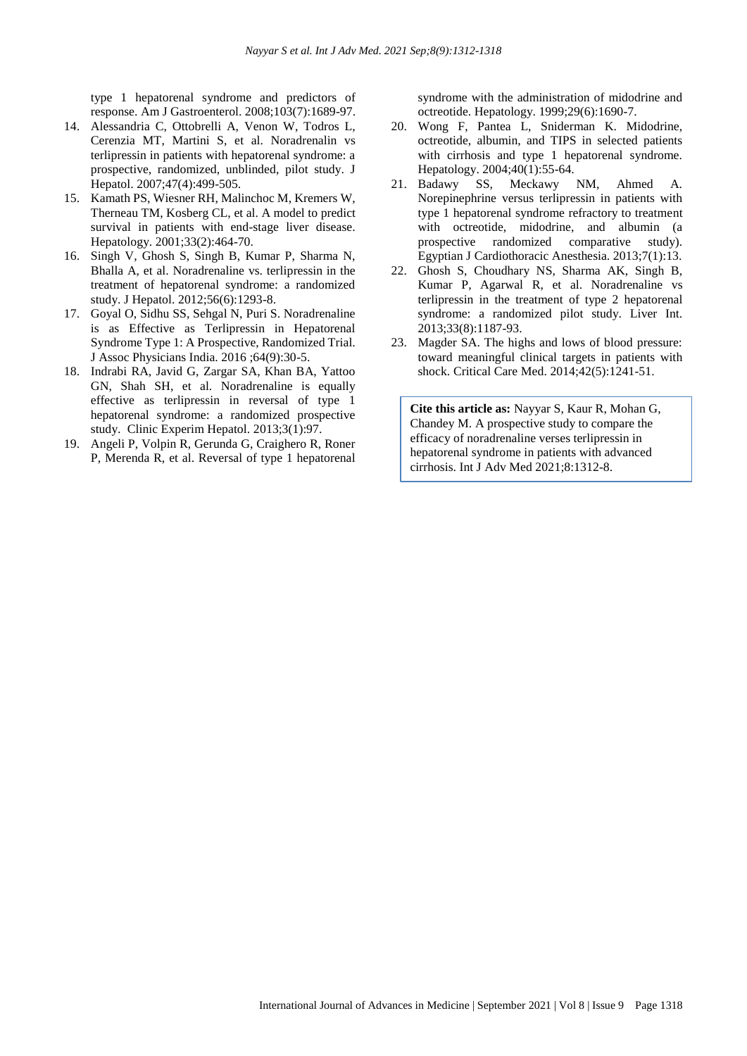type 1 hepatorenal syndrome and predictors of response. Am J Gastroenterol. 2008;103(7):1689-97.

14. Alessandria C, Ottobrelli A, Venon W, Todros L, Cerenzia MT, Martini S, et al. Noradrenalin vs terlipressin in patients with hepatorenal syndrome: a prospective, randomized, unblinded, pilot study. J Hepatol. 2007;47(4):499-505.
15. Kamath PS, Wiesner RH, Malinchoc M, Kremers W, Therneau TM, Kosberg CL, et al. A model to predict survival in patients with end-stage liver disease. Hepatology. 2001;33(2):464-70.
16. Singh V, Ghosh S, Singh B, Kumar P, Sharma N, Bhalla A, et al. Noradrenaline vs. terlipressin in the treatment of hepatorenal syndrome: a randomized study. J Hepatol. 2012;56(6):1293-8.
17. Goyal O, Sidhu SS, Sehgal N, Puri S. Noradrenaline is as Effective as Terlipressin in Hepatorenal Syndrome Type 1: A Prospective, Randomized Trial. J Assoc Physicians India. 2016 ;64(9):30-5.
18. Indrabi RA, Javid G, Zargar SA, Khan BA, Yattoo GN, Shah SH, et al. Noradrenaline is equally effective as terlipressin in reversal of type 1 hepatorenal syndrome: a randomized prospective study. Clinic Experim Hepatol. 2013;3(1):97.
19. Angeli P, Volpin R, Gerunda G, Craighero R, Roner P, Merenda R, et al. Reversal of type 1 hepatorenal syndrome with the administration of midodrine and octreotide. Hepatology. 1999;29(6):1690-7.
20. Wong F, Pantea L, Sniderman K. Midodrine, octreotide, albumin, and TIPS in selected patients with cirrhosis and type 1 hepatorenal syndrome. Hepatology. 2004;40(1):55-64.
21. Badawy SS, Meckawy NM, Ahmed A. Norepinephrine versus terlipressin in patients with type 1 hepatorenal syndrome refractory to treatment with octreotide, midodrine, and albumin (a prospective randomized comparative study). Egyptian J Cardiothoracic Anesthesia. 2013;7(1):13.
22. Ghosh S, Choudhary NS, Sharma AK, Singh B, Kumar P, Agarwal R, et al. Noradrenaline vs terlipressin in the treatment of type 2 hepatorenal syndrome: a randomized pilot study. Liver Int. 2013;33(8):1187-93.
23. Magder SA. The highs and lows of blood pressure: toward meaningful clinical targets in patients with shock. Critical Care Med. 2014;42(5):1241-51.

**Cite this article as:** Nayyar S, Kaur R, Mohan G, Chandey M. A prospective study to compare the efficacy of noradrenaline verses terlipressin in hepatorenal syndrome in patients with advanced cirrhosis. Int J Adv Med 2021;8:1312-8.